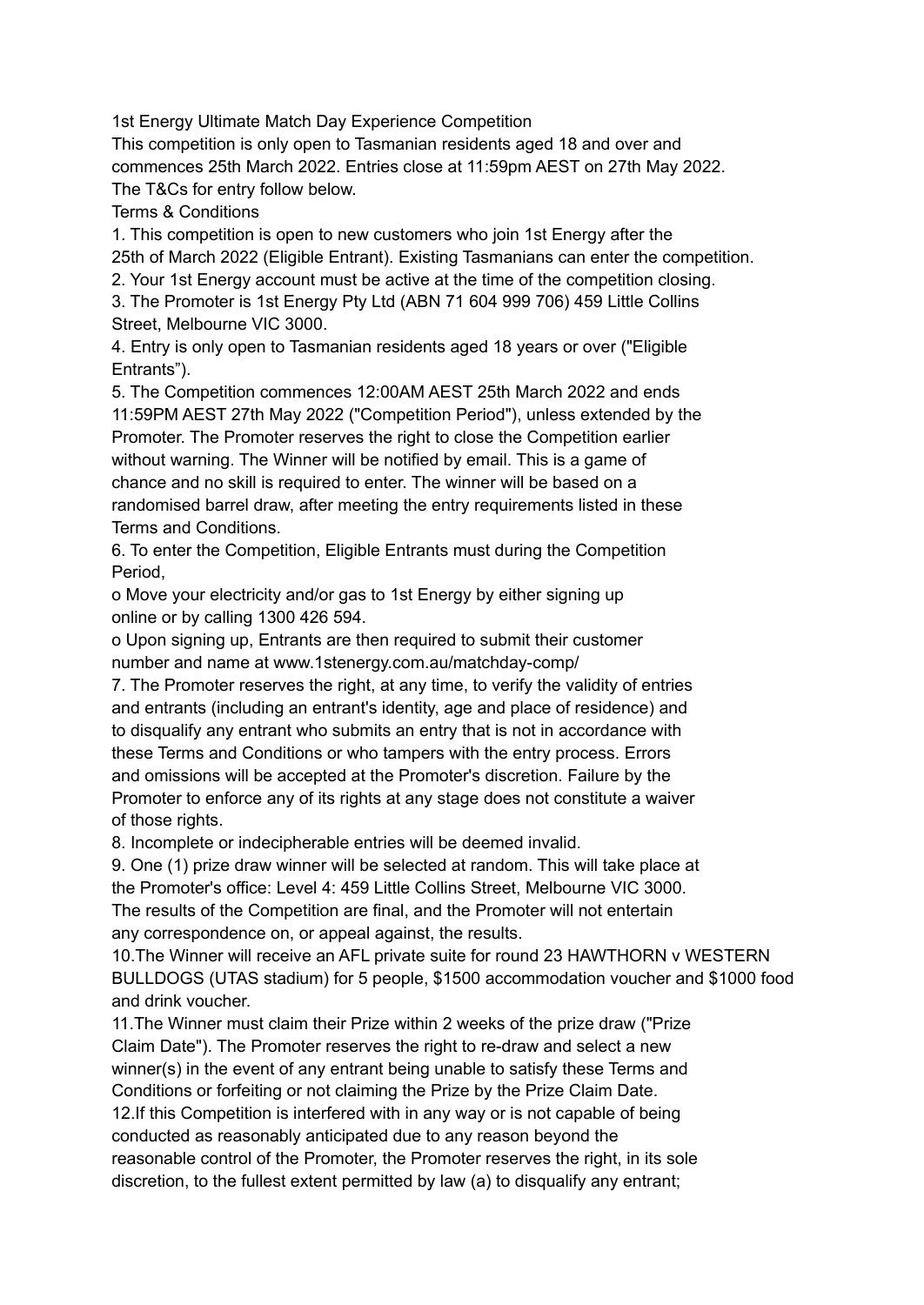1st Energy Ultimate Match Day Experience Competition

This competition is only open to Tasmanian residents aged 18 and over and commences 25th March 2022. Entries close at 11:59pm AEST on 27th May 2022. The T&Cs for entry follow below.

Terms & Conditions

1. This competition is open to new customers who join 1st Energy after the 25th of March 2022 (Eligible Entrant). Existing Tasmanians can enter the competition.
2. Your 1st Energy account must be active at the time of the competition closing.
3. The Promoter is 1st Energy Pty Ltd (ABN 71 604 999 706) 459 Little Collins Street, Melbourne VIC 3000.
4. Entry is only open to Tasmanian residents aged 18 years or over ("Eligible Entrants").
5. The Competition commences 12:00AM AEST 25th March 2022 and ends 11:59PM AEST 27th May 2022 ("Competition Period"), unless extended by the Promoter. The Promoter reserves the right to close the Competition earlier without warning. The Winner will be notified by email. This is a game of chance and no skill is required to enter. The winner will be based on a randomised barrel draw, after meeting the entry requirements listed in these Terms and Conditions.
6. To enter the Competition, Eligible Entrants must during the Competition Period,
   - Move your electricity and/or gas to 1st Energy by either signing up online or by calling 1300 426 594.
   - Upon signing up, Entrants are then required to submit their customer number and name at www.1stenergy.com.au/matchday-comp/
7. The Promoter reserves the right, at any time, to verify the validity of entries and entrants (including an entrant's identity, age and place of residence) and to disqualify any entrant who submits an entry that is not in accordance with these Terms and Conditions or who tampers with the entry process. Errors and omissions will be accepted at the Promoter's discretion. Failure by the Promoter to enforce any of its rights at any stage does not constitute a waiver of those rights.
8. Incomplete or indecipherable entries will be deemed invalid.
9. One (1) prize draw winner will be selected at random. This will take place at the Promoter's office: Level 4: 459 Little Collins Street, Melbourne VIC 3000. The results of the Competition are final, and the Promoter will not entertain any correspondence on, or appeal against, the results.
10. The Winner will receive an AFL private suite for round 23 HAWTHORN v WESTERN BULLDOGS (UTAS stadium) for 5 people, $1500 accommodation voucher and $1000 food and drink voucher.
11. The Winner must claim their Prize within 2 weeks of the prize draw ("Prize Claim Date"). The Promoter reserves the right to re-draw and select a new winner(s) in the event of any entrant being unable to satisfy these Terms and Conditions or forfeiting or not claiming the Prize by the Prize Claim Date.
12. If this Competition is interfered with in any way or is not capable of being conducted as reasonably anticipated due to any reason beyond the reasonable control of the Promoter, the Promoter reserves the right, in its sole discretion, to the fullest extent permitted by law (a) to disqualify any entrant;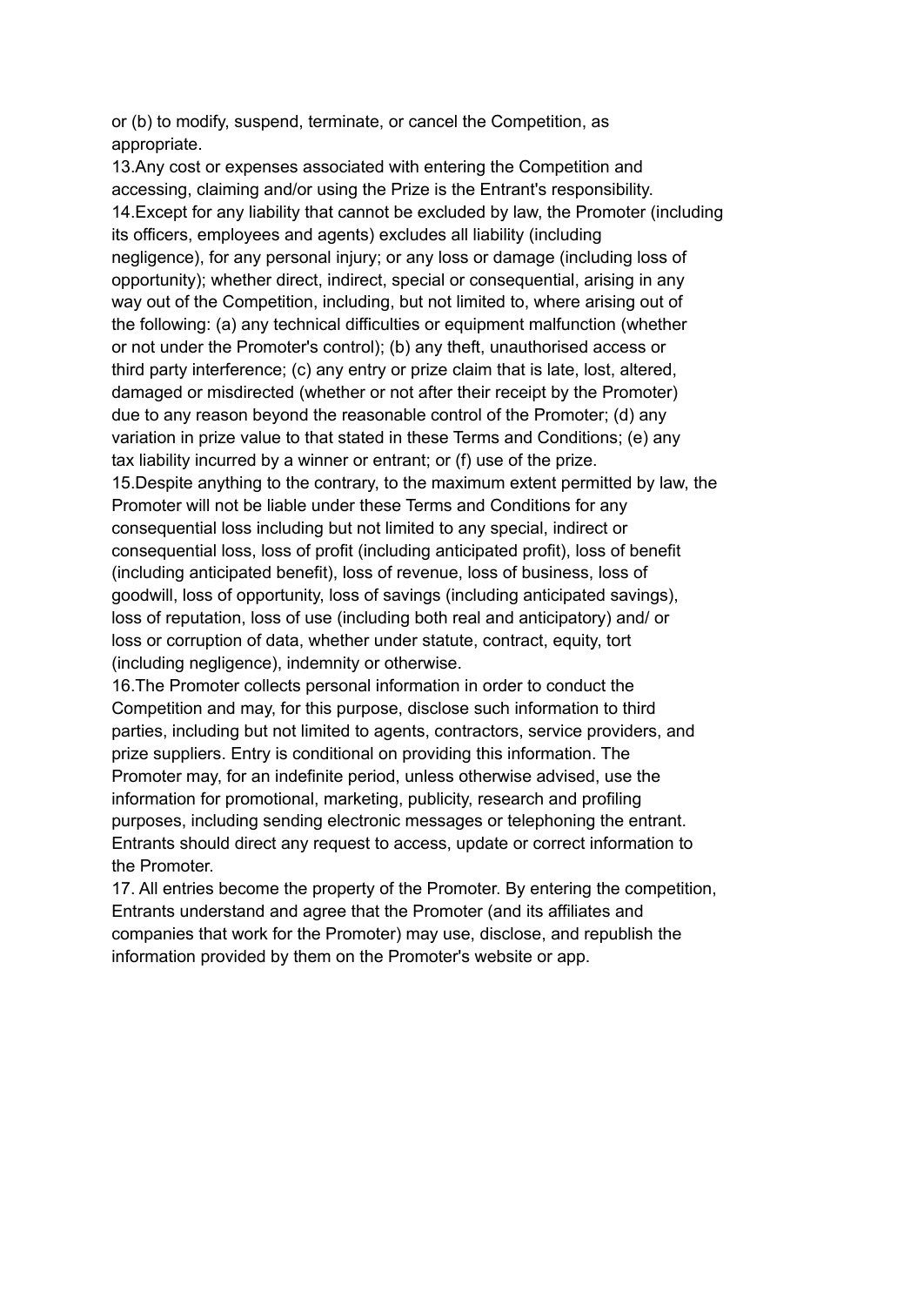or (b) to modify, suspend, terminate, or cancel the Competition, as appropriate.

13.Any cost or expenses associated with entering the Competition and accessing, claiming and/or using the Prize is the Entrant's responsibility.

14.Except for any liability that cannot be excluded by law, the Promoter (including its officers, employees and agents) excludes all liability (including negligence), for any personal injury; or any loss or damage (including loss of opportunity); whether direct, indirect, special or consequential, arising in any way out of the Competition, including, but not limited to, where arising out of the following: (a) any technical difficulties or equipment malfunction (whether or not under the Promoter's control); (b) any theft, unauthorised access or third party interference; (c) any entry or prize claim that is late, lost, altered, damaged or misdirected (whether or not after their receipt by the Promoter) due to any reason beyond the reasonable control of the Promoter; (d) any variation in prize value to that stated in these Terms and Conditions; (e) any tax liability incurred by a winner or entrant; or (f) use of the prize.

15.Despite anything to the contrary, to the maximum extent permitted by law, the Promoter will not be liable under these Terms and Conditions for any consequential loss including but not limited to any special, indirect or consequential loss, loss of profit (including anticipated profit), loss of benefit (including anticipated benefit), loss of revenue, loss of business, loss of goodwill, loss of opportunity, loss of savings (including anticipated savings), loss of reputation, loss of use (including both real and anticipatory) and/ or loss or corruption of data, whether under statute, contract, equity, tort (including negligence), indemnity or otherwise.

16.The Promoter collects personal information in order to conduct the Competition and may, for this purpose, disclose such information to third parties, including but not limited to agents, contractors, service providers, and prize suppliers. Entry is conditional on providing this information. The Promoter may, for an indefinite period, unless otherwise advised, use the information for promotional, marketing, publicity, research and profiling purposes, including sending electronic messages or telephoning the entrant. Entrants should direct any request to access, update or correct information to the Promoter.

17. All entries become the property of the Promoter. By entering the competition, Entrants understand and agree that the Promoter (and its affiliates and companies that work for the Promoter) may use, disclose, and republish the information provided by them on the Promoter's website or app.